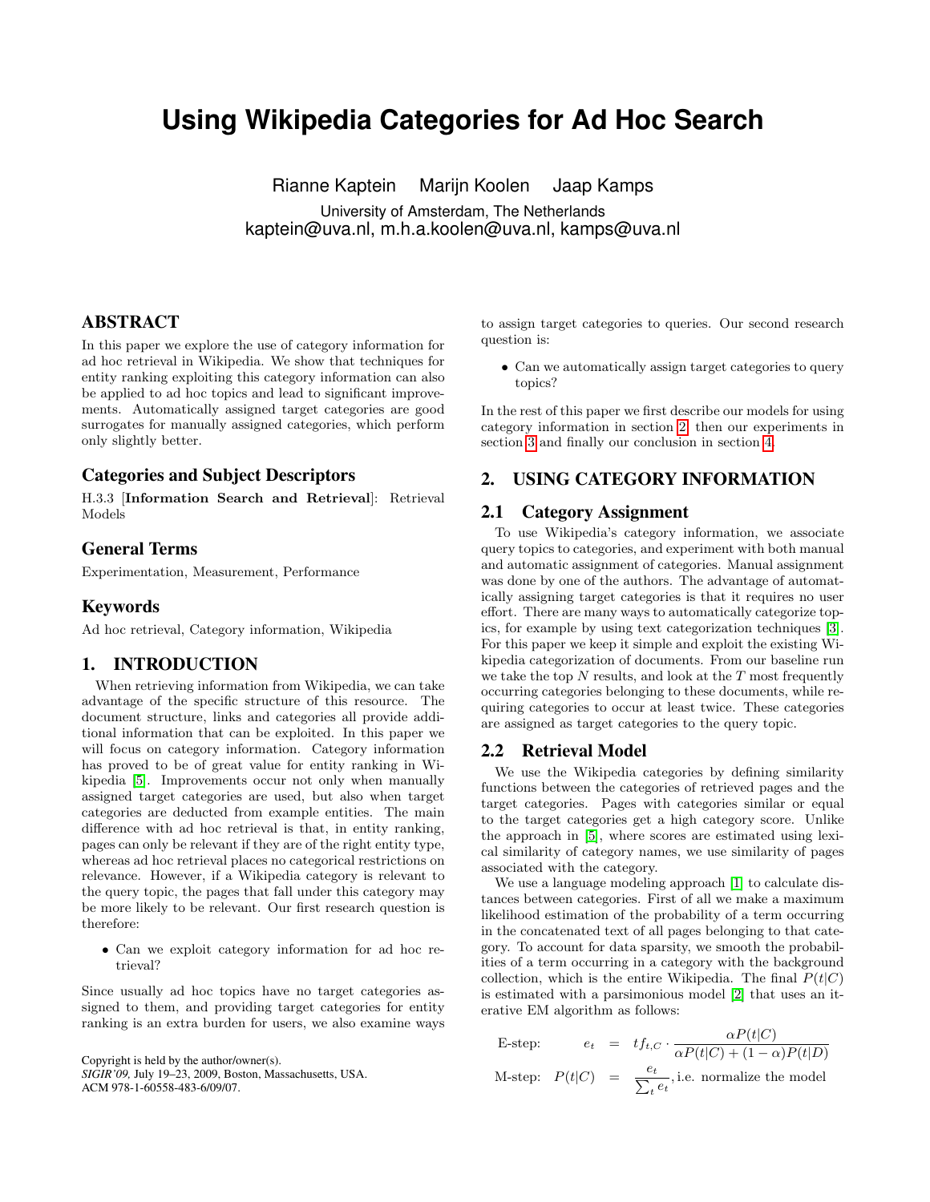# Using Wikipedia Categories for Ad Hoc Search

Rianne Kaptein Marijn Koolen Jaap Kamps

University of Amsterdam, The Netherlands

kaptein@uva.nl, m.h.a.koolen@uva.nl, kamps@uva.nl

## ABSTRACT

In this paper we explore the use of category information for ad hoc retrieval in Wikipedia. We show that techniques for entity ranking exploiting this category information can also be applied to ad hoc topics and lead to significant improvements. Automatically assigned target categories are good surrogates for manually assigned categories, which perform only slightly better.

### Categories and Subject Descriptors

H.3.3 [**Information Search and Retrieval**]: Retrieval Models

### General Terms

Experimentation, Measurement, Performance

### Keywords

Ad hoc retrieval, Category information, Wikipedia

## 1. INTRODUCTION

When retrieving information from Wikipedia, we can take advantage of the specific structure of this resource. The document structure, links and categories all provide additional information that can be exploited. In this paper we will focus on category information. Category information has proved to be of great value for entity ranking in Wikipedia [5]. Improvements occur not only when manually assigned target categories are used, but also when target categories are deducted from example entities. The main difference with ad hoc retrieval is that, in entity ranking, pages can only be relevant if they are of the right entity type, whereas ad hoc retrieval places no categorical restrictions on relevance. However, if a Wikipedia category is relevant to the query topic, the pages that fall under this category may be more likely to be relevant. Our first research question is therefore:

- Can we exploit category information for ad hoc retrieval?

Since usually ad hoc topics have no target categories assigned to them, and providing target categories for entity ranking is an extra burden for users, we also examine ways to assign target categories to queries. Our second research question is:

- Can we automatically assign target categories to query topics?

In the rest of this paper we first describe our models for using category information in section 2, then our experiments in section 3 and finally our conclusion in section 4.

Copyright is held by the author/owner(s).
*SIGIR'09,* July 19–23, 2009, Boston, Massachusetts, USA.
ACM 978-1-60558-483-6/09/07.

## 2. USING CATEGORY INFORMATION

### 2.1 Category Assignment

To use Wikipedia's category information, we associate query topics to categories, and experiment with both manual and automatic assignment of categories. Manual assignment was done by one of the authors. The advantage of automatically assigning target categories is that it requires no user effort. There are many ways to automatically categorize topics, for example by using text categorization techniques [3]. For this paper we keep it simple and exploit the existing Wikipedia categorization of documents. From our baseline run we take the top $N$ results, and look at the $T$ most frequently occurring categories belonging to these documents, while requiring categories to occur at least twice. These categories are assigned as target categories to the query topic.

### 2.2 Retrieval Model

We use the Wikipedia categories by defining similarity functions between the categories of retrieved pages and the target categories. Pages with categories similar or equal to the target categories get a high category score. Unlike the approach in [5], where scores are estimated using lexical similarity of category names, we use similarity of pages associated with the category.

We use a language modeling approach [1] to calculate distances between categories. First of all we make a maximum likelihood estimation of the probability of a term occurring in the concatenated text of all pages belonging to that category. To account for data sparsity, we smooth the probabilities of a term occurring in a category with the background collection, which is the entire Wikipedia. The final $P(t|C)$ is estimated with a parsimonious model [2] that uses an iterative EM algorithm as follows:

$$\text{E-step:} \qquad e_t = tf_{t,C} \cdot \frac{\alpha P(t|C)}{\alpha P(t|C) + (1-\alpha)P(t|D)}$$

$$\text{M-step:} \quad P(t|C) = \frac{e_t}{\sum_t e_t}, \text{i.e. normalize the model}$$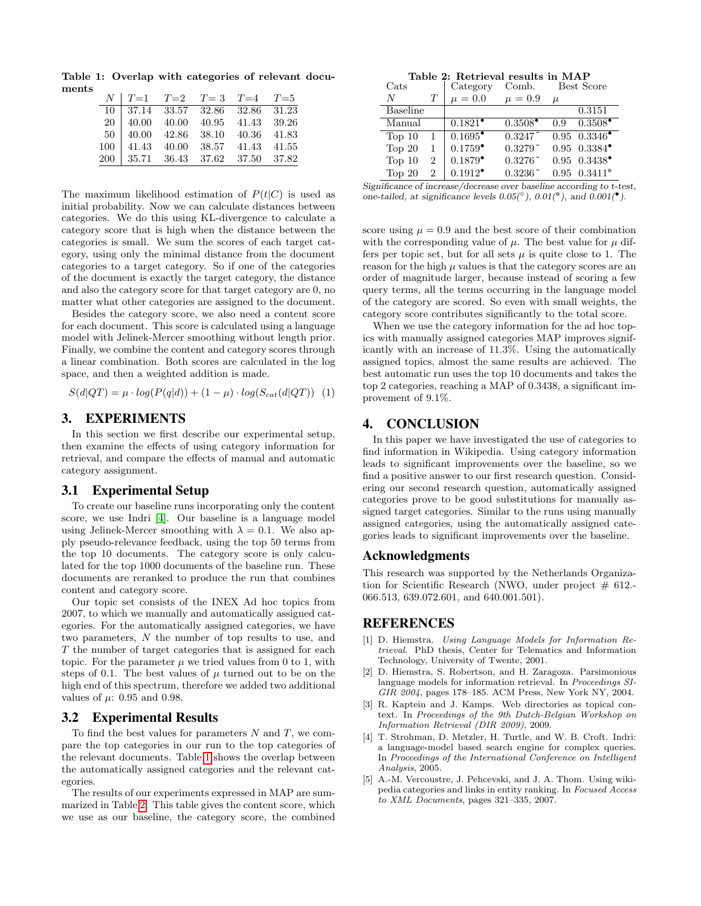**Table 1: Overlap with categories of relevant documents**

| $N$ | $T$=1 | $T$=2 | $T$= 3 | $T$=4 | $T$=5 |
|---|---|---|---|---|---|
| 10 | 37.14 | 33.57 | 32.86 | 32.86 | 31.23 |
| 20 | 40.00 | 40.00 | 40.95 | 41.43 | 39.26 |
| 50 | 40.00 | 42.86 | 38.10 | 40.36 | 41.83 |
| 100 | 41.43 | 40.00 | 38.57 | 41.43 | 41.55 |
| 200 | 35.71 | 36.43 | 37.62 | 37.50 | 37.82 |

The maximum likelihood estimation of $P(t|C)$ is used as initial probability. Now we can calculate distances between categories. We do this using KL-divergence to calculate a category score that is high when the distance between the categories is small. We sum the scores of each target category, using only the minimal distance from the document categories to a target category. So if one of the categories of the document is exactly the target category, the distance and also the category score for that target category are 0, no matter what other categories are assigned to the document.

Besides the category score, we also need a content score for each document. This score is calculated using a language model with Jelinek-Mercer smoothing without length prior. Finally, we combine the content and category scores through a linear combination. Both scores are calculated in the log space, and then a weighted addition is made.

$$S(d|QT) = \mu \cdot log(P(q|d)) + (1 - \mu) \cdot log(S_{cat}(d|QT)) \quad (1)$$

## 3. EXPERIMENTS

In this section we first describe our experimental setup, then examine the effects of using category information for retrieval, and compare the effects of manual and automatic category assignment.

### 3.1 Experimental Setup

To create our baseline runs incorporating only the content score, we use Indri [4]. Our baseline is a language model using Jelinek-Mercer smoothing with $\lambda = 0.1$. We also apply pseudo-relevance feedback, using the top 50 terms from the top 10 documents. The category score is only calculated for the top 1000 documents of the baseline run. These documents are reranked to produce the run that combines content and category score.

Our topic set consists of the INEX Ad hoc topics from 2007, to which we manually and automatically assigned categories. For the automatically assigned categories, we have two parameters, $N$ the number of top results to use, and $T$ the number of target categories that is assigned for each topic. For the parameter $\mu$ we tried values from 0 to 1, with steps of 0.1. The best values of $\mu$ turned out to be on the high end of this spectrum, therefore we added two additional values of $\mu$: 0.95 and 0.98.

### 3.2 Experimental Results

To find the best values for parameters $N$ and $T$, we compare the top categories in our run to the top categories of the relevant documents. Table 1 shows the overlap between the automatically assigned categories and the relevant categories.

The results of our experiments expressed in MAP are summarized in Table 2. This table gives the content score, which we use as our baseline, the category score, the combined

**Table 2: Retrieval results in MAP**

| Cats | | Category | Comb. | Best Score | |
|---|---|---|---|---|---|
| $N$ | $T$ | $\mu = 0.0$ | $\mu = 0.9$ | $\mu$ | |
| Baseline | | | | | 0.3151 |
| Manual | | 0.1821$^{\bullet}$ | 0.3508$^{\bullet}$ | 0.9 | 0.3508$^{\bullet}$ |
| Top 10 | 1 | 0.1695$^{\bullet}$ | 0.3247$^{-}$ | 0.95 | 0.3346$^{\bullet}$ |
| Top 20 | 1 | 0.1759$^{\bullet}$ | 0.3279$^{-}$ | 0.95 | 0.3384$^{\bullet}$ |
| Top 10 | 2 | 0.1879$^{\bullet}$ | 0.3276$^{-}$ | 0.95 | 0.3438$^{\bullet}$ |
| Top 20 | 2 | 0.1912$^{\bullet}$ | 0.3236$^{-}$ | 0.95 | 0.3411$^{\circ}$ |

*Significance of increase/decrease over baseline according to t-test, one-tailed, at significance levels 0.05($^{\circ}$), 0.01($^{\circ}$), and 0.001($^{\bullet}$).*

score using $\mu = 0.9$ and the best score of their combination with the corresponding value of $\mu$. The best value for $\mu$ differs per topic set, but for all sets $\mu$ is quite close to 1. The reason for the high $\mu$ values is that the category scores are an order of magnitude larger, because instead of scoring a few query terms, all the terms occurring in the language model of the category are scored. So even with small weights, the category score contributes significantly to the total score.

When we use the category information for the ad hoc topics with manually assigned categories MAP improves significantly with an increase of 11.3%. Using the automatically assigned topics, almost the same results are achieved. The best automatic run uses the top 10 documents and takes the top 2 categories, reaching a MAP of 0.3438, a significant improvement of 9.1%.

## 4. CONCLUSION

In this paper we have investigated the use of categories to find information in Wikipedia. Using category information leads to significant improvements over the baseline, so we find a positive answer to our first research question. Considering our second research question, automatically assigned categories prove to be good substitutions for manually assigned target categories. Similar to the runs using manually assigned categories, using the automatically assigned categories leads to significant improvements over the baseline.

## Acknowledgments

This research was supported by the Netherlands Organization for Scientific Research (NWO, under project # 612.-066.513, 639.072.601, and 640.001.501).

## REFERENCES

[1] D. Hiemstra. *Using Language Models for Information Retrieval*. PhD thesis, Center for Telematics and Information Technology, University of Twente, 2001.

[2] D. Hiemstra, S. Robertson, and H. Zaragoza. Parsimonious language models for information retrieval. In *Proceedings SIGIR 2004*, pages 178–185. ACM Press, New York NY, 2004.

[3] R. Kaptein and J. Kamps. Web directories as topical context. In *Proceedings of the 9th Dutch-Belgian Workshop on Information Retrieval (DIR 2009)*, 2009.

[4] T. Strohman, D. Metzler, H. Turtle, and W. B. Croft. Indri: a language-model based search engine for complex queries. In *Proceedings of the International Conference on Intelligent Analysis*, 2005.

[5] A.-M. Vercoustre, J. Pehcevski, and J. A. Thom. Using wikipedia categories and links in entity ranking. In *Focused Access to XML Documents*, pages 321–335, 2007.